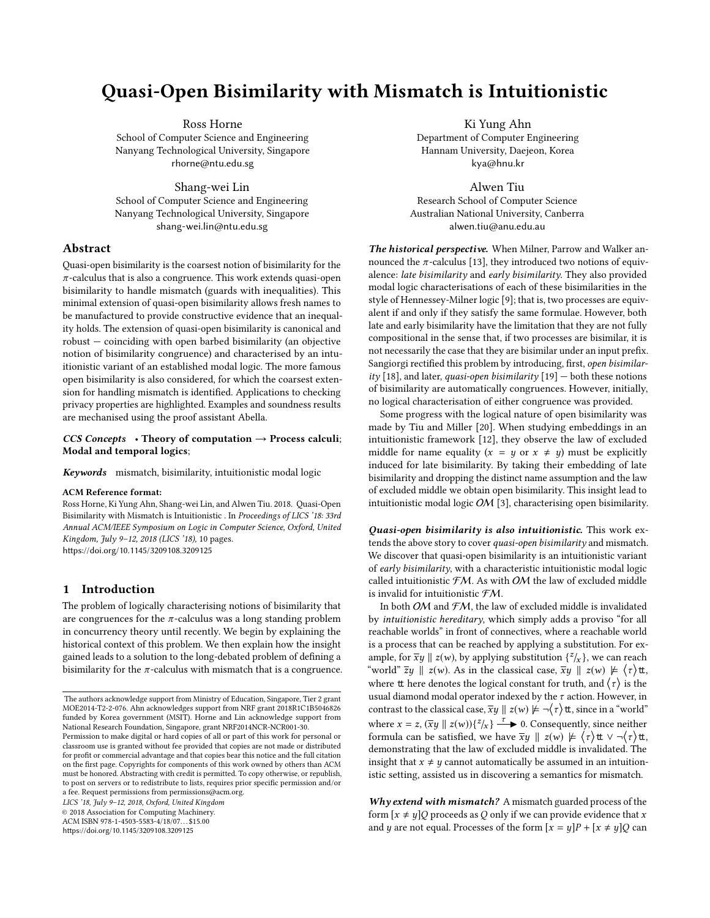# Quasi-Open Bisimilarity with Mismatch is Intuitionistic

Ross Horne
School of Computer Science and Engineering
Nanyang Technological University, Singapore
rhorne@ntu.edu.sg

Ki Yung Ahn
Department of Computer Engineering
Hannam University, Daejeon, Korea
kya@hnu.kr

Shang-wei Lin
School of Computer Science and Engineering
Nanyang Technological University, Singapore
shang-wei.lin@ntu.edu.sg

Alwen Tiu
Research School of Computer Science
Australian National University, Canberra
alwen.tiu@anu.edu.au

## Abstract

Quasi-open bisimilarity is the coarsest notion of bisimilarity for the $\pi$-calculus that is also a congruence. This work extends quasi-open bisimilarity to handle mismatch (guards with inequalities). This minimal extension of quasi-open bisimilarity allows fresh names to be manufactured to provide constructive evidence that an inequality holds. The extension of quasi-open bisimilarity is canonical and robust — coinciding with open barbed bisimilarity (an objective notion of bisimilarity congruence) and characterised by an intuitionistic variant of an established modal logic. The more famous open bisimilarity is also considered, for which the coarsest extension for handling mismatch is identified. Applications to checking privacy properties are highlighted. Examples and soundness results are mechanised using the proof assistant Abella.

***CCS Concepts*** • **Theory of computation → Process calculi; Modal and temporal logics**;

***Keywords*** mismatch, bisimilarity, intuitionistic modal logic

**ACM Reference format:**
Ross Horne, Ki Yung Ahn, Shang-wei Lin, and Alwen Tiu. 2018. Quasi-Open Bisimilarity with Mismatch is Intuitionistic . In *Proceedings of LICS '18: 33rd Annual ACM/IEEE Symposium on Logic in Computer Science, Oxford, United Kingdom, July 9–12, 2018 (LICS '18),* 10 pages.
https://doi.org/10.1145/3209108.3209125

## 1 Introduction

The problem of logically characterising notions of bisimilarity that are congruences for the $\pi$-calculus was a long standing problem in concurrency theory until recently. We begin by explaining the historical context of this problem. We then explain how the insight gained leads to a solution to the long-debated problem of defining a bisimilarity for the $\pi$-calculus with mismatch that is a congruence.

The authors acknowledge support from Ministry of Education, Singapore, Tier 2 grant MOE2014-T2-2-076. Ahn acknowledges support from NRF grant 2018R1C1B5046826 funded by Korea government (MSIT). Horne and Lin acknowledge support from National Research Foundation, Singapore, grant NRF2014NCR-NCR001-30.
Permission to make digital or hard copies of all or part of this work for personal or classroom use is granted without fee provided that copies are not made or distributed for profit or commercial advantage and that copies bear this notice and the full citation on the first page. Copyrights for components of this work owned by others than ACM must be honored. Abstracting with credit is permitted. To copy otherwise, or republish, to post on servers or to redistribute to lists, requires prior specific permission and/or a fee. Request permissions from permissions@acm.org.
*LICS '18, July 9–12, 2018, Oxford, United Kingdom*
© 2018 Association for Computing Machinery.
ACM ISBN 978-1-4503-5583-4/18/07…$15.00
https://doi.org/10.1145/3209108.3209125

***The historical perspective.*** When Milner, Parrow and Walker announced the $\pi$-calculus [13], they introduced two notions of equivalence: *late bisimilarity* and *early bisimilarity*. They also provided modal logic characterisations of each of these bisimilarities in the style of Hennessey-Milner logic [9]; that is, two processes are equivalent if and only if they satisfy the same formulae. However, both late and early bisimilarity have the limitation that they are not fully compositional in the sense that, if two processes are bisimilar, it is not necessarily the case that they are bisimilar under an input prefix. Sangiorgi rectified this problem by introducing, first, *open bisimilarity* [18], and later, *quasi-open bisimilarity* [19] — both these notions of bisimilarity are automatically congruences. However, initially, no logical characterisation of either congruence was provided.

Some progress with the logical nature of open bisimilarity was made by Tiu and Miller [20]. When studying embeddings in an intuitionistic framework [12], they observe the law of excluded middle for name equality ($x = y$ or $x \neq y$) must be explicitly induced for late bisimilarity. By taking their embedding of late bisimilarity and dropping the distinct name assumption and the law of excluded middle we obtain open bisimilarity. This insight lead to intuitionistic modal logic $\mathcal{OM}$ [3], characterising open bisimilarity.

***Quasi-open bisimilarity is also intuitionistic.*** This work extends the above story to cover *quasi-open bisimilarity* and mismatch. We discover that quasi-open bisimilarity is an intuitionistic variant of *early bisimilarity*, with a characteristic intuitionistic modal logic called intuitionistic $\mathcal{FM}$. As with $\mathcal{OM}$ the law of excluded middle is invalid for intuitionistic $\mathcal{FM}$.

In both $\mathcal{OM}$ and $\mathcal{FM}$, the law of excluded middle is invalidated by *intuitionistic hereditary*, which simply adds a proviso "for all reachable worlds" in front of connectives, where a reachable world is a process that can be reached by applying a substitution. For example, for $\overline{x}y \parallel z(w)$, by applying substitution $\{^z/_x\}$, we can reach "world" $\overline{z}y \parallel z(w)$. As in the classical case, $\overline{x}y \parallel z(w) \not\models \langle\tau\rangle \mathtt{tt}$, where $\mathtt{tt}$ here denotes the logical constant for truth, and $\langle\tau\rangle$ is the usual diamond modal operator indexed by the $\tau$ action. However, in contrast to the classical case, $\overline{x}y \parallel z(w) \not\models \neg\langle\tau\rangle \mathtt{tt}$, since in a "world" where $x = z$, $(\overline{x}y \parallel z(w))\{^z/_x\} \xrightarrow{\ \tau\ } 0$. Consequently, since neither formula can be satisfied, we have $\overline{x}y \parallel z(w) \not\models \langle\tau\rangle \mathtt{tt} \vee \neg\langle\tau\rangle \mathtt{tt}$, demonstrating that the law of excluded middle is invalidated. The insight that $x \neq y$ cannot automatically be assumed in an intuitionistic setting, assisted us in discovering a semantics for mismatch.

***Why extend with mismatch?*** A mismatch guarded process of the form $[x \neq y]Q$ proceeds as $Q$ only if we can provide evidence that $x$ and $y$ are not equal. Processes of the form $[x = y]P + [x \neq y]Q$ can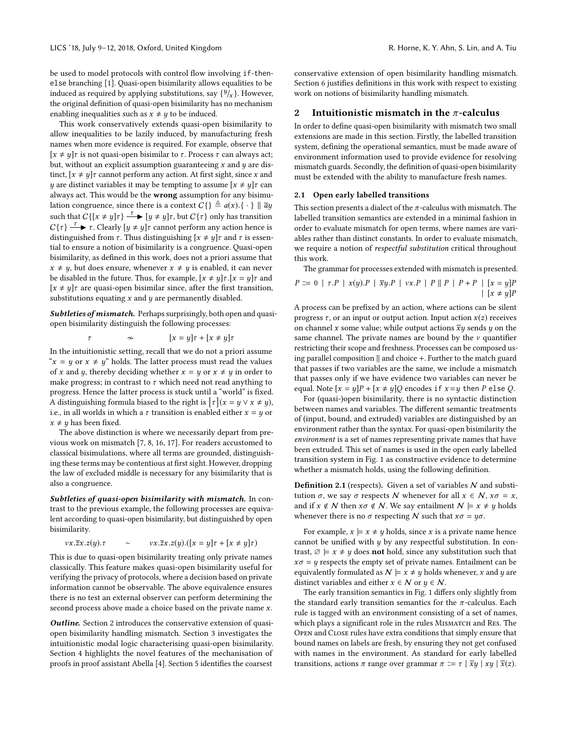be used to model protocols with control flow involving `if-then-else` branching [1]. Quasi-open bisimilarity allows equalities to be induced as required by applying substitutions, say $\{^y/_x\}$. However, the original definition of quasi-open bisimilarity has no mechanism enabling inequalities such as $x \neq y$ to be induced.

This work conservatively extends quasi-open bisimilarity to allow inequalities to be lazily induced, by manufacturing fresh names when more evidence is required. For example, observe that $[x \neq y]\tau$ is not quasi-open bisimilar to $\tau$. Process $\tau$ can always act; but, without an explicit assumption guaranteeing $x$ and $y$ are distinct, $[x \neq y]\tau$ cannot perform any action. At first sight, since $x$ and $y$ are distinct variables it may be tempting to assume $[x \neq y]\tau$ can always act. This would be the **wrong** assumption for any bisimulation congruence, since there is a context $C\{\} \triangleq a(x).\{\cdot\} \parallel \overline{a}y$ such that $C\{[x \neq y]\tau\} \xrightarrow{\tau} [y \neq y]\tau$, but $C\{\tau\}$ only has transition $C\{\tau\} \xrightarrow{\tau} \tau$. Clearly $[y \neq y]\tau$ cannot perform any action hence is distinguished from $\tau$. Thus distinguishing $[x \neq y]\tau$ and $\tau$ is essential to ensure a notion of bisimilarity is a congruence. Quasi-open bisimilarity, as defined in this work, does not a priori assume that $x \neq y$, but does ensure, whenever $x \neq y$ is enabled, it can never be disabled in the future. Thus, for example, $[x \neq y]\tau.[x = y]\tau$ and $[x \neq y]\tau$ are quasi-open bisimilar since, after the first transition, substitutions equating $x$ and $y$ are permanently disabled.

***Subtleties of mismatch.*** Perhaps surprisingly, both open and quasi-open bisimilarity distinguish the following processes:

$$\tau \quad \nsim \quad [x = y]\tau + [x \neq y]\tau$$

In the intuitionistic setting, recall that we do not a priori assume "$x = y$ or $x \neq y$" holds. The latter process must read the values of $x$ and $y$, thereby deciding whether $x = y$ or $x \neq y$ in order to make progress; in contrast to $\tau$ which need not read anything to progress. Hence the latter process is stuck until a "world" is fixed. A distinguishing formula biased to the right is $[\tau](x = y \vee x \neq y)$, i.e., in all worlds in which a $\tau$ transition is enabled either $x = y$ or $x \neq y$ has been fixed.

The above distinction is where we necessarily depart from previous work on mismatch [7, 8, 16, 17]. For readers accustomed to classical bisimulations, where all terms are grounded, distinguishing these terms may be contentious at first sight. However, dropping the law of excluded middle is necessary for any bisimilarity that is also a congruence.

***Subtleties of quasi-open bisimilarity with mismatch.*** In contrast to the previous example, the following processes are equivalent according to quasi-open bisimilarity, but distinguished by open bisimilarity.

$$\nu x.\overline{z}x.z(y).\tau \quad \sim \quad \nu x.\overline{z}x.z(y).([x = y]\tau + [x \neq y]\tau)$$

This is due to quasi-open bisimilarity treating only private names classically. This feature makes quasi-open bisimilarity useful for verifying the privacy of protocols, where a decision based on private information cannot be observable. The above equivalence ensures there is no test an external observer can perform determining the second process above made a choice based on the private name $x$.

***Outline.*** Section 2 introduces the conservative extension of quasi-open bisimilarity handling mismatch. Section 3 investigates the intuitionistic modal logic characterising quasi-open bisimilarity. Section 4 highlights the novel features of the mechanisation of proofs in proof assistant Abella [4]. Section 5 identifies the coarsest conservative extension of open bisimilarity handling mismatch. Section 6 justifies definitions in this work with respect to existing work on notions of bisimilarity handling mismatch.

## 2 Intuitionistic mismatch in the $\pi$-calculus

In order to define quasi-open bisimilarity with mismatch two small extensions are made in this section. Firstly, the labelled transition system, defining the operational semantics, must be made aware of environment information used to provide evidence for resolving mismatch guards. Secondly, the definition of quasi-open bisimilarity must be extended with the ability to manufacture fresh names.

### 2.1 Open early labelled transitions

This section presents a dialect of the $\pi$-calculus with mismatch. The labelled transition semantics are extended in a minimal fashion in order to evaluate mismatch for open terms, where names are variables rather than distinct constants. In order to evaluate mismatch, we require a notion of *respectful substitution* critical throughout this work.

The grammar for processes extended with mismatch is presented.

$$P ::= 0 \mid \tau.P \mid x(y).P \mid \overline{x}y.P \mid \nu x.P \mid P \parallel P \mid P + P \mid [x = y]P \mid [x \neq y]P$$

A process can be prefixed by an action, where actions can be silent progress $\tau$, or an input or output action. Input action $x(z)$ receives on channel $x$ some value; while output actions $\overline{x}y$ sends $y$ on the same channel. The private names are bound by the $\nu$ quantifier restricting their scope and freshness. Processes can be composed using parallel composition $\parallel$ and choice $+$. Further to the match guard that passes if two variables are the same, we include a mismatch that passes only if we have evidence two variables can never be equal. Note $[x = y]P + [x \neq y]Q$ encodes `if` $x$`=`$y$ `then` $P$ `else` $Q$.

For (quasi-)open bisimilarity, there is no syntactic distinction between names and variables. The different semantic treatments of (input, bound, and extruded) variables are distinguished by an environment rather than the syntax. For quasi-open bisimilarity the *environment* is a set of names representing private names that have been extruded. This set of names is used in the open early labelled transition system in Fig. 1 as constructive evidence to determine whether a mismatch holds, using the following definition.

**Definition 2.1** (respects). Given a set of variables $\mathcal{N}$ and substitution $\sigma$, we say $\sigma$ respects $\mathcal{N}$ whenever for all $x \in \mathcal{N}$, $x\sigma = x$, and if $x \notin \mathcal{N}$ then $x\sigma \notin \mathcal{N}$. We say entailment $\mathcal{N} \models x \neq y$ holds whenever there is no $\sigma$ respecting $\mathcal{N}$ such that $x\sigma = y\sigma$.

For example, $x \models x \neq y$ holds, since $x$ is a private name hence cannot be unified with $y$ by any respectful substitution. In contrast, $\varnothing \models x \neq y$ does **not** hold, since any substitution such that $x\sigma = y$ respects the empty set of private names. Entailment can be equivalently formulated as $\mathcal{N} \models x \neq y$ holds whenever, $x$ and $y$ are distinct variables and either $x \in \mathcal{N}$ or $y \in \mathcal{N}$.

The early transition semantics in Fig. 1 differs only slightly from the standard early transition semantics for the $\pi$-calculus. Each rule is tagged with an environment consisting of a set of names, which plays a significant role in the rules Mismatch and Res. The Open and Close rules have extra conditions that simply ensure that bound names on labels are fresh, by ensuring they not get confused with names in the environment. As standard for early labelled transitions, actions $\pi$ range over grammar $\pi ::= \tau \mid \overline{x}y \mid xy \mid \overline{x}(z)$.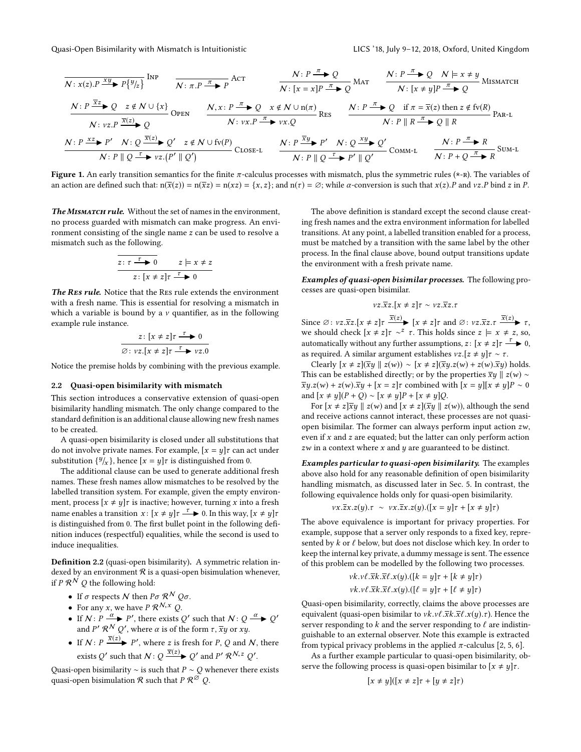$$\frac{}{\mathcal{N}\colon x(z).P \xrightarrow{xy} P\{^y/_z\}}\ \textsc{Inp} \qquad \frac{}{\mathcal{N}\colon \pi.P \xrightarrow{\pi} P}\ \textsc{Act} \qquad \frac{\mathcal{N}\colon P \xrightarrow{\pi} Q}{\mathcal{N}\colon [x=x]P \xrightarrow{\pi} Q}\ \textsc{Mat} \qquad \frac{\mathcal{N}\colon P \xrightarrow{\pi} Q \quad \mathcal{N} \models x \neq y}{\mathcal{N}\colon [x \neq y]P \xrightarrow{\pi} Q}\ \textsc{Mismatch}$$

$$\frac{\mathcal{N}\colon P \xrightarrow{\overline{x}z} Q \quad z \notin \mathcal{N} \cup \{x\}}{\mathcal{N}\colon \nu z.P \xrightarrow{\overline{x}(z)} Q}\ \textsc{Open} \qquad \frac{\mathcal{N}, x\colon P \xrightarrow{\pi} Q \quad x \notin \mathcal{N} \cup \mathrm{n}(\pi)}{\mathcal{N}\colon \nu x.P \xrightarrow{\pi} \nu x.Q}\ \textsc{Res} \qquad \frac{\mathcal{N}\colon P \xrightarrow{\pi} Q \quad \text{if } \pi = \overline{x}(z) \text{ then } z \notin \mathrm{fv}(R)}{\mathcal{N}\colon P \parallel R \xrightarrow{\pi} Q \parallel R}\ \textsc{Par-l}$$

$$\frac{\mathcal{N}\colon P \xrightarrow{xz} P' \quad \mathcal{N}\colon Q \xrightarrow{\overline{x}(z)} Q' \quad z \notin \mathcal{N} \cup \mathrm{fv}(P)}{\mathcal{N}\colon P \parallel Q \xrightarrow{\tau} \nu z.(P' \parallel Q')}\ \textsc{Close-l} \qquad \frac{\mathcal{N}\colon P \xrightarrow{\overline{x}y} P' \quad \mathcal{N}\colon Q \xrightarrow{xy} Q'}{\mathcal{N}\colon P \parallel Q \xrightarrow{\tau} P' \parallel Q'}\ \textsc{Comm-l} \qquad \frac{\mathcal{N}\colon P \xrightarrow{\pi} R}{\mathcal{N}\colon P + Q \xrightarrow{\pi} R}\ \textsc{Sum-l}$$

**Figure 1.** An early transition semantics for the finite $\pi$-calculus processes with mismatch, plus the symmetric rules (*-r). The variables of an action are defined such that: $\mathrm{n}(\overline{x}(z)) = \mathrm{n}(\overline{x}z) = \mathrm{n}(xz) = \{x, z\}$; and $\mathrm{n}(\tau) = \emptyset$; while $\alpha$-conversion is such that $x(z).P$ and $\nu z.P$ bind $z$ in $P$.

***The Mismatch rule.*** Without the set of names in the environment, no process guarded with mismatch can make progress. An environment consisting of the single name $z$ can be used to resolve a mismatch such as the following.

$$\frac{\overline{z\colon \tau \xrightarrow{\tau} 0} \qquad z \models x \neq z}{z\colon [x \neq z]\tau \xrightarrow{\tau} 0}$$

***The Res rule.*** Notice that the Res rule extends the environment with a fresh name. This is essential for resolving a mismatch in which a variable is bound by a $\nu$ quantifier, as in the following example rule instance.

$$\frac{z\colon [x \neq z]\tau \xrightarrow{\tau} 0}{\emptyset\colon \nu z.[x \neq z]\tau \xrightarrow{\tau} \nu z.0}$$

Notice the premise holds by combining with the previous example.

### 2.2 Quasi-open bisimilarity with mismatch

This section introduces a conservative extension of quasi-open bisimilarity handling mismatch. The only change compared to the standard definition is an additional clause allowing new fresh names to be created.

A quasi-open bisimilarity is closed under all substitutions that do not involve private names. For example, $[x = y]\tau$ can act under substitution $\{^y/_x\}$, hence $[x = y]\tau$ is distinguished from $0$.

The additional clause can be used to generate additional fresh names. These fresh names allow mismatches to be resolved by the labelled transition system. For example, given the empty environment, process $[x \neq y]\tau$ is inactive; however, turning $x$ into a fresh name enables a transition $x\colon [x \neq y]\tau \xrightarrow{\tau} 0$. In this way, $[x \neq y]\tau$ is distinguished from $0$. The first bullet point in the following definition induces (respectful) equalities, while the second is used to induce inequalities.

**Definition 2.2** (quasi-open bisimilarity)**.** A symmetric relation indexed by an environment $\mathcal{R}$ is a quasi-open bisimulation whenever, if $P\ \mathcal{R}^{\mathcal{N}}\ Q$ the following hold:

- If $\sigma$ respects $\mathcal{N}$ then $P\sigma\ \mathcal{R}^{\mathcal{N}}\ Q\sigma$.
- For any $x$, we have $P\ \mathcal{R}^{\mathcal{N},x}\ Q$.
- If $\mathcal{N}\colon P \xrightarrow{\alpha} P'$, there exists $Q'$ such that $\mathcal{N}\colon Q \xrightarrow{\alpha} Q'$ and $P'\ \mathcal{R}^{\mathcal{N}}\ Q'$, where $\alpha$ is of the form $\tau$, $\overline{x}y$ or $xy$.
- If $\mathcal{N}\colon P \xrightarrow{\overline{x}(z)} P'$, where $z$ is fresh for $P$, $Q$ and $\mathcal{N}$, there exists $Q'$ such that $\mathcal{N}\colon Q \xrightarrow{\overline{x}(z)} Q'$ and $P'\ \mathcal{R}^{\mathcal{N},z}\ Q'$.

Quasi-open bisimilarity $\sim$ is such that $P \sim Q$ whenever there exists quasi-open bisimulation $\mathcal{R}$ such that $P\ \mathcal{R}^{\emptyset}\ Q$.

The above definition is standard except the second clause creating fresh names and the extra environment information for labelled transitions. At any point, a labelled transition enabled for a process, must be matched by a transition with the same label by the other process. In the final clause above, bound output transitions update the environment with a fresh private name.

***Examples of quasi-open bisimilar processes.*** The following processes are quasi-open bisimilar.

$$\nu z.\overline{x}z.[x \neq z]\tau \sim \nu z.\overline{x}z.\tau$$

Since $\emptyset\colon \nu z.\overline{x}z.[x \neq z]\tau \xrightarrow{\overline{x}(z)} [x \neq z]\tau$ and $\emptyset\colon \nu z.\overline{x}z.\tau \xrightarrow{\overline{x}(z)} \tau$, we should check $[x \neq z]\tau \sim^z \tau$. This holds since $z \models x \neq z$, so, automatically without any further assumptions, $z\colon [x \neq z]\tau \xrightarrow{\tau} 0$, as required. A similar argument establishes $\nu z.[z \neq y]\tau \sim \tau$.

Clearly $[x \neq z](\overline{x}y \parallel z(w)) \sim [x \neq z](\overline{x}y.z(w) + z(w).\overline{x}y)$ holds. This can be established directly; or by the properties $\overline{x}y \parallel z(w) \sim \overline{x}y.z(w) + z(w).\overline{x}y + [x = z]\tau$ combined with $[x = y][x \neq y]P \sim 0$ and $[x \neq y](P + Q) \sim [x \neq y]P + [x \neq y]Q$.

For $[x \neq z]\overline{x}y \parallel z(w)$ and $[x \neq z](\overline{x}y \parallel z(w))$, although the send and receive actions cannot interact, these processes are not quasi-open bisimilar. The former can always perform input action $zw$, even if $x$ and $z$ are equated; but the latter can only perform action $zw$ in a context where $x$ and $y$ are guaranteed to be distinct.

***Examples particular to quasi-open bisimilarity.*** The examples above also hold for any reasonable definition of open bisimilarity handling mismatch, as discussed later in Sec. 5. In contrast, the following equivalence holds only for quasi-open bisimilarity.

$$\nu x.\overline{z}x.z(y).\tau \ \sim\ \nu x.\overline{z}x.z(y).([x = y]\tau + [x \neq y]\tau)$$

The above equivalence is important for privacy properties. For example, suppose that a server only responds to a fixed key, represented by $k$ or $\ell$ below, but does not disclose which key. In order to keep the internal key private, a dummy message is sent. The essence of this problem can be modelled by the following two processes.

$$\nu k.\nu\ell.\overline{x}k.\overline{x}\ell.x(y).([k = y]\tau + [k \neq y]\tau)$$
$$\nu k.\nu\ell.\overline{x}k.\overline{x}\ell.x(y).([\ell = y]\tau + [\ell \neq y]\tau)$$

Quasi-open bisimilarity, correctly, claims the above processes are equivalent (quasi-open bisimilar to $\nu k.\nu\ell.\overline{x}k.\overline{x}\ell.x(y).\tau$). Hence the server responding to $k$ and the server responding to $\ell$ are indistinguishable to an external observer. Note this example is extracted from typical privacy problems in the applied $\pi$-calculus [2, 5, 6].

As a further example particular to quasi-open bisimilarity, observe the following process is quasi-open bisimilar to $[x \neq y]\tau$.

$$[x \neq y]([x \neq z]\tau + [y \neq z]\tau)$$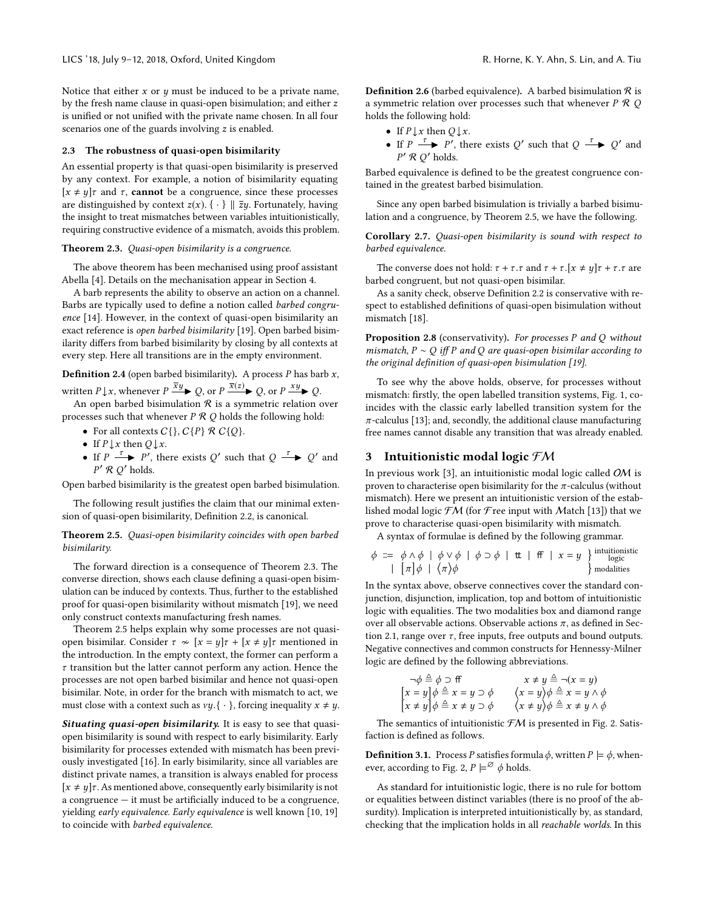Notice that either $x$ or $y$ must be induced to be a private name, by the fresh name clause in quasi-open bisimulation; and either $z$ is unified or not unified with the private name chosen. In all four scenarios one of the guards involving $z$ is enabled.

### 2.3 The robustness of quasi-open bisimilarity

An essential property is that quasi-open bisimilarity is preserved by any context. For example, a notion of bisimilarity equating $[x \neq y]\tau$ and $\tau$, **cannot** be a congruence, since these processes are distinguished by context $z(x).\{\cdot\} \parallel \overline{z}y$. Fortunately, having the insight to treat mismatches between variables intuitionistically, requiring constructive evidence of a mismatch, avoids this problem.

**Theorem 2.3.** *Quasi-open bisimilarity is a congruence.*

The above theorem has been mechanised using proof assistant Abella [4]. Details on the mechanisation appear in Section 4.

A barb represents the ability to observe an action on a channel. Barbs are typically used to define a notion called *barbed congruence* [14]. However, in the context of quasi-open bisimilarity an exact reference is *open barbed bisimilarity* [19]. Open barbed bisimilarity differs from barbed bisimilarity by closing by all contexts at every step. Here all transitions are in the empty environment.

**Definition 2.4** (open barbed bisimilarity)**.** A process $P$ has barb $x$, written $P{\downarrow}x$, whenever $P \xrightarrow{\overline{x}y} Q$, or $P \xrightarrow{\overline{x}(z)} Q$, or $P \xrightarrow{xy} Q$.

An open barbed bisimulation $\mathcal{R}$ is a symmetric relation over processes such that whenever $P \mathrel{\mathcal{R}} Q$ hold the following hold:

- For all contexts $C\{\}$, $C\{P\} \mathrel{\mathcal{R}} C\{Q\}$.
- If $P{\downarrow}x$ then $Q{\downarrow}x$.
- If $P \xrightarrow{\tau} P'$, there exists $Q'$ such that $Q \xrightarrow{\tau} Q'$ and $P' \mathrel{\mathcal{R}} Q'$ holds.

Open barbed bisimilarity is the greatest open barbed bisimulation.

The following result justifies the claim that our minimal extension of quasi-open bisimilarity, Definition 2.2, is canonical.

**Theorem 2.5.** *Quasi-open bisimilarity coincides with open barbed bisimilarity.*

The forward direction is a consequence of Theorem 2.3. The converse direction, shows each clause defining a quasi-open bisimulation can be induced by contexts. Thus, further to the established proof for quasi-open bisimilarity without mismatch [19], we need only construct contexts manufacturing fresh names.

Theorem 2.5 helps explain why some processes are not quasi-open bisimilar. Consider $\tau \nsim [x = y]\tau + [x \neq y]\tau$ mentioned in the introduction. In the empty context, the former can perform a $\tau$ transition but the latter cannot perform any action. Hence the processes are not open barbed bisimilar and hence not quasi-open bisimilar. Note, in order for the branch with mismatch to act, we must close with a context such as $\nu y.\{\cdot\}$, forcing inequality $x \neq y$.

***Situating quasi-open bisimilarity.*** It is easy to see that quasi-open bisimilarity is sound with respect to early bisimilarity. Early bisimilarity for processes extended with mismatch has been previously investigated [16]. In early bisimilarity, since all variables are distinct private names, a transition is always enabled for process $[x \neq y]\tau$. As mentioned above, consequently early bisimilarity is not a congruence — it must be artificially induced to be a congruence, yielding *early equivalence*. *Early equivalence* is well known [10, 19] to coincide with *barbed equivalence*.

**Definition 2.6** (barbed equivalence)**.** A barbed bisimulation $\mathcal{R}$ is a symmetric relation over processes such that whenever $P \mathrel{\mathcal{R}} Q$ holds the following hold:

- If $P{\downarrow}x$ then $Q{\downarrow}x$.
- If $P \xrightarrow{\tau} P'$, there exists $Q'$ such that $Q \xrightarrow{\tau} Q'$ and $P' \mathrel{\mathcal{R}} Q'$ holds.

Barbed equivalence is defined to be the greatest congruence contained in the greatest barbed bisimulation.

Since any open barbed bisimulation is trivially a barbed bisimulation and a congruence, by Theorem 2.5, we have the following.

**Corollary 2.7.** *Quasi-open bisimilarity is sound with respect to barbed equivalence.*

The converse does not hold: $\tau + \tau.\tau$ and $\tau + \tau.[x \neq y]\tau + \tau.\tau$ are barbed congruent, but not quasi-open bisimilar.

As a sanity check, observe Definition 2.2 is conservative with respect to established definitions of quasi-open bisimulation without mismatch [18].

**Proposition 2.8** (conservativity)**.** *For processes $P$ and $Q$ without mismatch, $P \sim Q$ iff $P$ and $Q$ are quasi-open bisimilar according to the original definition of quasi-open bisimulation [19].*

To see why the above holds, observe, for processes without mismatch: firstly, the open labelled transition systems, Fig. 1, coincides with the classic early labelled transition system for the $\pi$-calculus [13]; and, secondly, the additional clause manufacturing free names cannot disable any transition that was already enabled.

## 3 Intuitionistic modal logic $\mathcal{FM}$

In previous work [3], an intuitionistic modal logic called $\mathcal{OM}$ is proven to characterise open bisimilarity for the $\pi$-calculus (without mismatch). Here we present an intuitionistic version of the established modal logic $\mathcal{FM}$ (for $\mathcal{F}$ree input with $\mathcal{M}$atch [13]) that we prove to characterise quasi-open bisimilarity with mismatch.

A syntax of formulae is defined by the following grammar.

$$
\begin{array}{rll}
\phi ::= & \phi \wedge \phi \mid \phi \vee \phi \mid \phi \supset \phi \mid \mathtt{tt} \mid \mathtt{ff} \mid x = y & \} \text{ intuitionistic logic} \\
\mid & [\pi]\phi \mid \langle\pi\rangle\phi & \} \text{ modalities}
\end{array}
$$

In the syntax above, observe connectives cover the standard conjunction, disjunction, implication, top and bottom of intuitionistic logic with equalities. The two modalities box and diamond range over all observable actions. Observable actions $\pi$, as defined in Section 2.1, range over $\tau$, free inputs, free outputs and bound outputs. Negative connectives and common constructs for Hennessy-Milner logic are defined by the following abbreviations.

$$
\begin{array}{ll}
\neg\phi \triangleq \phi \supset \mathtt{ff} & x \neq y \triangleq \neg(x = y) \\
[x = y]\phi \triangleq x = y \supset \phi & \langle x = y\rangle\phi \triangleq x = y \wedge \phi \\
[x \neq y]\phi \triangleq x \neq y \supset \phi & \langle x \neq y\rangle\phi \triangleq x \neq y \wedge \phi
\end{array}
$$

The semantics of intuitionistic $\mathcal{FM}$ is presented in Fig. 2. Satisfaction is defined as follows.

**Definition 3.1.** Process $P$ satisfies formula $\phi$, written $P \models \phi$, whenever, according to Fig. 2, $P \models^{\varnothing} \phi$ holds.

As standard for intuitionistic logic, there is no rule for bottom or equalities between distinct variables (there is no proof of the absurdity). Implication is interpreted intuitionistically by, as standard, checking that the implication holds in all *reachable worlds*. In this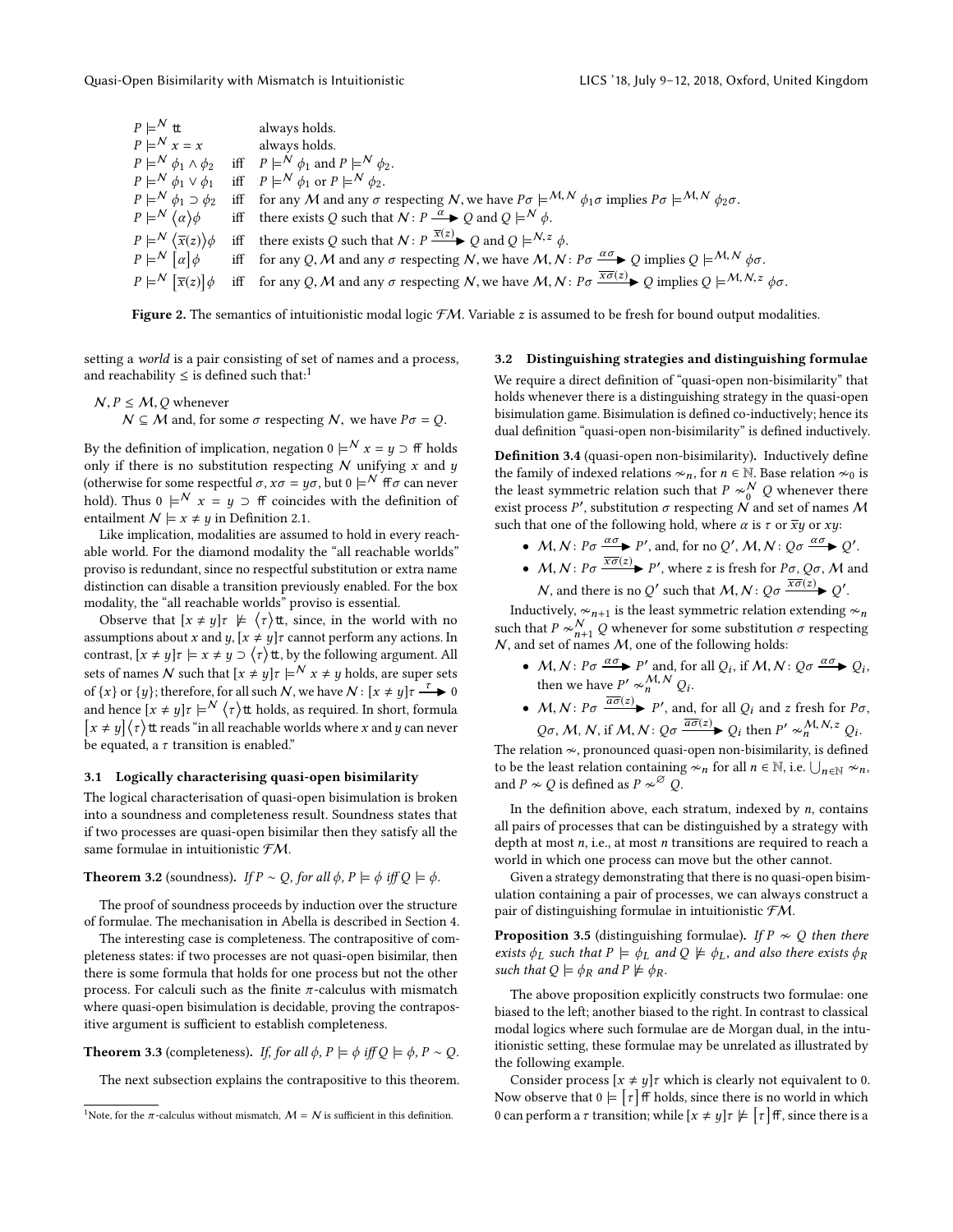$P \models^{\mathcal{N}} \mathtt{tt}$ always holds.
$P \models^{\mathcal{N}} x = x$ always holds.
$P \models^{\mathcal{N}} \phi_1 \wedge \phi_2$ iff $P \models^{\mathcal{N}} \phi_1$ and $P \models^{\mathcal{N}} \phi_2$.
$P \models^{\mathcal{N}} \phi_1 \vee \phi_1$ iff $P \models^{\mathcal{N}} \phi_1$ or $P \models^{\mathcal{N}} \phi_2$.
$P \models^{\mathcal{N}} \phi_1 \supset \phi_2$ iff for any $\mathcal{M}$ and any $\sigma$ respecting $\mathcal{N}$, we have $P\sigma \models^{\mathcal{M},\mathcal{N}} \phi_1\sigma$ implies $P\sigma \models^{\mathcal{M},\mathcal{N}} \phi_2\sigma$.
$P \models^{\mathcal{N}} \langle\alpha\rangle\phi$ iff there exists $Q$ such that $\mathcal{N} \colon P \xrightarrow{\alpha} Q$ and $Q \models^{\mathcal{N}} \phi$.
$P \models^{\mathcal{N}} \langle\overline{x}(z)\rangle\phi$ iff there exists $Q$ such that $\mathcal{N} \colon P \xrightarrow{\overline{x}(z)} Q$ and $Q \models^{\mathcal{N},z} \phi$.
$P \models^{\mathcal{N}} [\alpha]\phi$ iff for any $Q, \mathcal{M}$ and any $\sigma$ respecting $\mathcal{N}$, we have $\mathcal{M},\mathcal{N} \colon P\sigma \xrightarrow{\alpha\sigma} Q$ implies $Q \models^{\mathcal{M},\mathcal{N}} \phi\sigma$.
$P \models^{\mathcal{N}} [\overline{x}(z)]\phi$ iff for any $Q, \mathcal{M}$ and any $\sigma$ respecting $\mathcal{N}$, we have $\mathcal{M},\mathcal{N} \colon P\sigma \xrightarrow{\overline{x\sigma}(z)} Q$ implies $Q \models^{\mathcal{M},\mathcal{N},z} \phi\sigma$.

**Figure 2.** The semantics of intuitionistic modal logic $\mathcal{FM}$. Variable $z$ is assumed to be fresh for bound output modalities.

setting a *world* is a pair consisting of set of names and a process, and reachability $\leq$ is defined such that:[1]

$\mathcal{N}, P \leq \mathcal{M}, Q$ whenever
$\mathcal{N} \subseteq \mathcal{M}$ and, for some $\sigma$ respecting $\mathcal{N}$, we have $P\sigma = Q$.

By the definition of implication, negation $0 \models^{\mathcal{N}} x = y \supset \mathtt{ff}$ holds only if there is no substitution respecting $\mathcal{N}$ unifying $x$ and $y$ (otherwise for some respectful $\sigma$, $x\sigma = y\sigma$, but $0 \models^{\mathcal{N}} \mathtt{ff}\sigma$ can never hold). Thus $0 \models^{\mathcal{N}} x = y \supset \mathtt{ff}$ coincides with the definition of entailment $\mathcal{N} \models x \neq y$ in Definition 2.1.

Like implication, modalities are assumed to hold in every reachable world. For the diamond modality the "all reachable worlds" proviso is redundant, since no respectful substitution or extra name distinction can disable a transition previously enabled. For the box modality, the "all reachable worlds" proviso is essential.

Observe that $[x \neq y]\tau \not\models \langle\tau\rangle\mathtt{tt}$, since, in the world with no assumptions about $x$ and $y$, $[x \neq y]\tau$ cannot perform any actions. In contrast, $[x \neq y]\tau \models x \neq y \supset \langle\tau\rangle\mathtt{tt}$, by the following argument. All sets of names $\mathcal{N}$ such that $[x \neq y]\tau \models^{\mathcal{N}} x \neq y$ holds, are super sets of $\{x\}$ or $\{y\}$; therefore, for all such $\mathcal{N}$, we have $\mathcal{N} \colon [x \neq y]\tau \xrightarrow{\tau} 0$ and hence $[x \neq y]\tau \models^{\mathcal{N}} \langle\tau\rangle\mathtt{tt}$ holds, as required. In short, formula $[x \neq y]\langle\tau\rangle\mathtt{tt}$ reads "in all reachable worlds where $x$ and $y$ can never be equated, a $\tau$ transition is enabled."

### 3.1 Logically characterising quasi-open bisimilarity

The logical characterisation of quasi-open bisimulation is broken into a soundness and completeness result. Soundness states that if two processes are quasi-open bisimilar then they satisfy all the same formulae in intuitionistic $\mathcal{FM}$.

**Theorem 3.2** (soundness). *If $P \sim Q$, for all $\phi$, $P \models \phi$ iff $Q \models \phi$.*

The proof of soundness proceeds by induction over the structure of formulae. The mechanisation in Abella is described in Section 4.

The interesting case is completeness. The contrapositive of completeness states: if two processes are not quasi-open bisimilar, then there is some formula that holds for one process but not the other process. For calculi such as the finite $\pi$-calculus with mismatch where quasi-open bisimulation is decidable, proving the contrapositive argument is sufficient to establish completeness.

**Theorem 3.3** (completeness). *If, for all $\phi$, $P \models \phi$ iff $Q \models \phi$, $P \sim Q$.*

The next subsection explains the contrapositive to this theorem.

[1] Note, for the $\pi$-calculus without mismatch, $\mathcal{M} = \mathcal{N}$ is sufficient in this definition.

### 3.2 Distinguishing strategies and distinguishing formulae

We require a direct definition of "quasi-open non-bisimilarity" that holds whenever there is a distinguishing strategy in the quasi-open bisimulation game. Bisimulation is defined co-inductively; hence its dual definition "quasi-open non-bisimilarity" is defined inductively.

**Definition 3.4** (quasi-open non-bisimilarity). Inductively define the family of indexed relations $\nsim_n$, for $n \in \mathbb{N}$. Base relation $\nsim_0$ is the least symmetric relation such that $P \nsim_0^{\mathcal{N}} Q$ whenever there exist process $P'$, substitution $\sigma$ respecting $\mathcal{N}$ and set of names $\mathcal{M}$ such that one of the following hold, where $\alpha$ is $\tau$ or $\overline{x}y$ or $xy$:

- $\mathcal{M},\mathcal{N} \colon P\sigma \xrightarrow{\alpha\sigma} P'$, and, for no $Q'$, $\mathcal{M},\mathcal{N} \colon Q\sigma \xrightarrow{\alpha\sigma} Q'$.
- $\mathcal{M},\mathcal{N} \colon P\sigma \xrightarrow{\overline{x\sigma}(z)} P'$, where $z$ is fresh for $P\sigma$, $Q\sigma$, $\mathcal{M}$ and $\mathcal{N}$, and there is no $Q'$ such that $\mathcal{M},\mathcal{N} \colon Q\sigma \xrightarrow{\overline{x\sigma}(z)} Q'$.

Inductively, $\nsim_{n+1}$ is the least symmetric relation extending $\nsim_n$ such that $P \nsim_{n+1}^{\mathcal{N}} Q$ whenever for some substitution $\sigma$ respecting $\mathcal{N}$, and set of names $\mathcal{M}$, one of the following holds:

- $\mathcal{M},\mathcal{N} \colon P\sigma \xrightarrow{\alpha\sigma} P'$ and, for all $Q_i$, if $\mathcal{M},\mathcal{N} \colon Q\sigma \xrightarrow{\alpha\sigma} Q_i$, then we have $P' \nsim_n^{\mathcal{M},\mathcal{N}} Q_i$.
- $\mathcal{M},\mathcal{N} \colon P\sigma \xrightarrow{\overline{a\sigma}(z)} P'$, and, for all $Q_i$ and $z$ fresh for $P\sigma$, $Q\sigma$, $\mathcal{M}$, $\mathcal{N}$, if $\mathcal{M},\mathcal{N} \colon Q\sigma \xrightarrow{\overline{a\sigma}(z)} Q_i$ then $P' \nsim_n^{\mathcal{M},\mathcal{N},z} Q_i$.

The relation $\nsim$, pronounced quasi-open non-bisimilarity, is defined to be the least relation containing $\nsim_n$ for all $n \in \mathbb{N}$, i.e. $\bigcup_{n\in\mathbb{N}} \nsim_n$, and $P \nsim Q$ is defined as $P \nsim^{\varnothing} Q$.

In the definition above, each stratum, indexed by $n$, contains all pairs of processes that can be distinguished by a strategy with depth at most $n$, i.e., at most $n$ transitions are required to reach a world in which one process can move but the other cannot.

Given a strategy demonstrating that there is no quasi-open bisimulation containing a pair of processes, we can always construct a pair of distinguishing formulae in intuitionistic $\mathcal{FM}$.

**Proposition 3.5** (distinguishing formulae). *If $P \nsim Q$ then there exists $\phi_L$ such that $P \models \phi_L$ and $Q \not\models \phi_L$, and also there exists $\phi_R$ such that $Q \models \phi_R$ and $P \not\models \phi_R$.*

The above proposition explicitly constructs two formulae: one biased to the left; another biased to the right. In contrast to classical modal logics where such formulae are de Morgan dual, in the intuitionistic setting, these formulae may be unrelated as illustrated by the following example.

Consider process $[x \neq y]\tau$ which is clearly not equivalent to $0$. Now observe that $0 \models [\tau]\mathtt{ff}$ holds, since there is no world in which $0$ can perform a $\tau$ transition; while $[x \neq y]\tau \not\models [\tau]\mathtt{ff}$, since there is a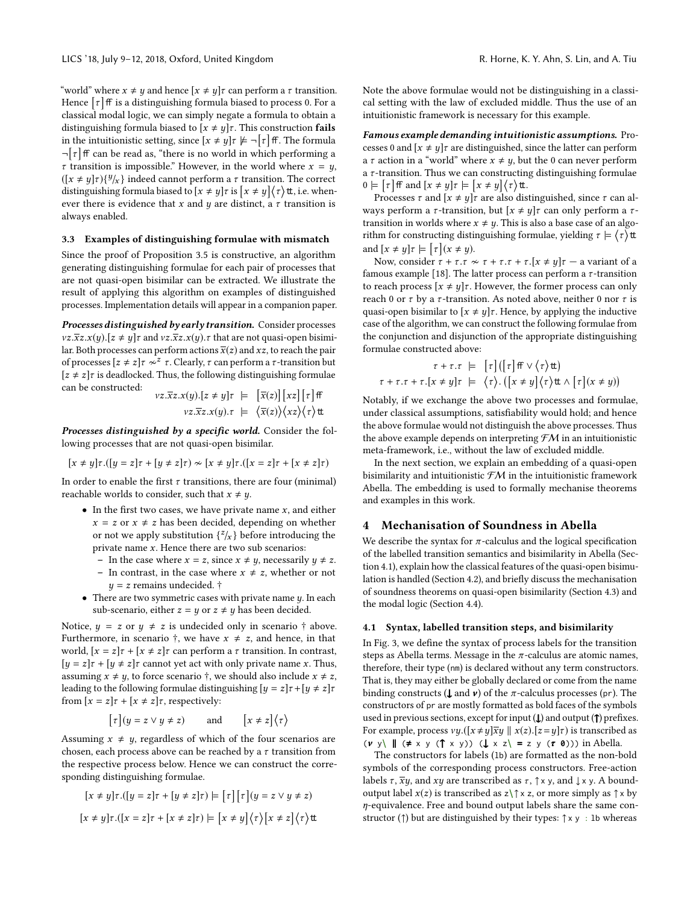"world" where $x \neq y$ and hence $[x \neq y]\tau$ can perform a $\tau$ transition. Hence $\left[\tau\right]\mathrm{ff}$ is a distinguishing formula biased to process 0. For a classical modal logic, we can simply negate a formula to obtain a distinguishing formula biased to $[x \neq y]\tau$. This construction **fails** in the intuitionistic setting, since $[x \neq y]\tau \not\models \neg\left[\tau\right]\mathrm{ff}$. The formula $\neg\left[\tau\right]\mathrm{ff}$ can be read as, "there is no world in which performing a $\tau$ transition is impossible." However, in the world where $x = y$, $([x \neq y]\tau)\{^y/_x\}$ indeed cannot perform a $\tau$ transition. The correct distinguishing formula biased to $[x \neq y]\tau$ is $\left[x \neq y\right]\left\langle\tau\right\rangle\mathrm{tt}$, i.e. whenever there is evidence that $x$ and $y$ are distinct, a $\tau$ transition is always enabled.

### 3.3 Examples of distinguishing formulae with mismatch

Since the proof of Proposition 3.5 is constructive, an algorithm generating distinguishing formulae for each pair of processes that are not quasi-open bisimilar can be extracted. We illustrate the result of applying this algorithm on examples of distinguished processes. Implementation details will appear in a companion paper.

***Processes distinguished by early transition.*** Consider processes $\nu z.\overline{x}z.x(y).[z \neq y]\tau$ and $\nu z.\overline{x}z.x(y).\tau$ that are not quasi-open bisimilar. Both processes can perform actions $\overline{x}(z)$ and $xz$, to reach the pair of processes $[z \neq z]\tau \not\sim^z \tau$. Clearly, $\tau$ can perform a $\tau$-transition but $[z \neq z]\tau$ is deadlocked. Thus, the following distinguishing formulae can be constructed:

$$\nu z.\overline{x}z.x(y).[z \neq y]\tau \models \left[\overline{x}(z)\right]\left[xz\right]\left[\tau\right]\mathrm{ff}$$
$$\nu z.\overline{x}z.x(y).\tau \models \left\langle\overline{x}(z)\right\rangle\left\langle xz\right\rangle\left\langle\tau\right\rangle\mathrm{tt}$$

***Processes distinguished by a specific world.*** Consider the following processes that are not quasi-open bisimilar.

$$[x \neq y]\tau.([y = z]\tau + [y \neq z]\tau) \not\sim [x \neq y]\tau.([x = z]\tau + [x \neq z]\tau)$$

In order to enable the first $\tau$ transitions, there are four (minimal) reachable worlds to consider, such that $x \neq y$.

- In the first two cases, we have private name $x$, and either $x = z$ or $x \neq z$ has been decided, depending on whether or not we apply substitution $\{^z/_x\}$ before introducing the private name $x$. Hence there are two sub scenarios:
  - In the case where $x = z$, since $x \neq y$, necessarily $y \neq z$.
  - In contrast, in the case where $x \neq z$, whether or not $y = z$ remains undecided. †
- There are two symmetric cases with private name $y$. In each sub-scenario, either $z = y$ or $z \neq y$ has been decided.

Notice, $y = z$ or $y \neq z$ is undecided only in scenario † above. Furthermore, in scenario †, we have $x \neq z$, and hence, in that world, $[x = z]\tau + [x \neq z]\tau$ can perform a $\tau$ transition. In contrast, $[y = z]\tau + [y \neq z]\tau$ cannot yet act with only private name $x$. Thus, assuming $x \neq y$, to force scenario †, we should also include $x \neq z$, leading to the following formulae distinguishing $[y = z]\tau + [y \neq z]\tau$ from $[x = z]\tau + [x \neq z]\tau$, respectively:

$$\left[\tau\right](y = z \vee y \neq z) \qquad \text{and} \qquad \left[x \neq z\right]\left\langle\tau\right\rangle$$

Assuming $x \neq y$, regardless of which of the four scenarios are chosen, each process above can be reached by a $\tau$ transition from the respective process below. Hence we can construct the corresponding distinguishing formulae.

$$[x \neq y]\tau.([y = z]\tau + [y \neq z]\tau) \models \left[\tau\right]\left[\tau\right](y = z \vee y \neq z)$$
$$[x \neq y]\tau.([x = z]\tau + [x \neq z]\tau) \models \left[x \neq y\right]\left\langle\tau\right\rangle\left[x \neq z\right]\left\langle\tau\right\rangle\mathrm{tt}$$

Note the above formulae would not be distinguishing in a classical setting with the law of excluded middle. Thus the use of an intuitionistic framework is necessary for this example.

***Famous example demanding intuitionistic assumptions.*** Processes 0 and $[x \neq y]\tau$ are distinguished, since the latter can perform a $\tau$ action in a "world" where $x \neq y$, but the 0 can never perform a $\tau$-transition. Thus we can constructing distinguishing formulae $0 \models \left[\tau\right]\mathrm{ff}$ and $[x \neq y]\tau \models \left[x \neq y\right]\left\langle\tau\right\rangle\mathrm{tt}$.

Processes $\tau$ and $[x \neq y]\tau$ are also distinguished, since $\tau$ can always perform a $\tau$-transition, but $[x \neq y]\tau$ can only perform a $\tau$-transition in worlds where $x \neq y$. This is also a base case of an algorithm for constructing distinguishing formulae, yielding $\tau \models \left\langle\tau\right\rangle\mathrm{tt}$ and $[x \neq y]\tau \models \left[\tau\right](x \neq y)$.

Now, consider $\tau + \tau.\tau \not\sim \tau + \tau.\tau + \tau.[x \neq y]\tau$ — a variant of a famous example [18]. The latter process can perform a $\tau$-transition to reach process $[x \neq y]\tau$. However, the former process can only reach 0 or $\tau$ by a $\tau$-transition. As noted above, neither 0 nor $\tau$ is quasi-open bisimilar to $[x \neq y]\tau$. Hence, by applying the inductive case of the algorithm, we can construct the following formulae from the conjunction and disjunction of the appropriate distinguishing formulae constructed above:

$$\tau + \tau.\tau \models \left[\tau\right]\left(\left[\tau\right]\mathrm{ff} \vee \left\langle\tau\right\rangle\mathrm{tt}\right)$$
$$\tau + \tau.\tau + \tau.[x \neq y]\tau \models \left\langle\tau\right\rangle.\left(\left[x \neq y\right]\left\langle\tau\right\rangle\mathrm{tt} \wedge \left[\tau\right](x \neq y)\right)$$

Notably, if we exchange the above two processes and formulae, under classical assumptions, satisfiability would hold; and hence the above formulae would not distinguish the above processes. Thus the above example depends on interpreting $\mathcal{FM}$ in an intuitionistic meta-framework, i.e., without the law of excluded middle.

In the next section, we explain an embedding of a quasi-open bisimilarity and intuitionistic $\mathcal{FM}$ in the intuitionistic framework Abella. The embedding is used to formally mechanise theorems and examples in this work.

## 4 Mechanisation of Soundness in Abella

We describe the syntax for $\pi$-calculus and the logical specification of the labelled transition semantics and bisimilarity in Abella (Section 4.1), explain how the classical features of the quasi-open bisimulation is handled (Section 4.2), and briefly discuss the mechanisation of soundness theorems on quasi-open bisimilarity (Section 4.3) and the modal logic (Section 4.4).

### 4.1 Syntax, labelled transition steps, and bisimilarity

In Fig. 3, we define the syntax of process labels for the transition steps as Abella terms. Message in the $\pi$-calculus are atomic names, therefore, their type (`nm`) is declared without any term constructors. That is, they may either be globally declared or come from the name binding constructs (**↓** and **ν**) of the $\pi$-calculus processes (`pr`). The constructors of `pr` are mostly formatted as bold faces of the symbols used in previous sections, except for input (**↓**) and output (**↑**) prefixes. For example, process $\nu y.([x \neq y]\overline{x}y \parallel x(z).[z = y]\tau)$ is transcribed as `(ν y\ ‖ (≠ x y (↑ x y)) (↓ x z\ = z y (τ 0)))` in Abella.

The constructors for labels (`lb`) are formatted as the non-bold symbols of the corresponding process constructors. Free-action labels $\tau$, $\overline{x}y$, and $xy$ are transcribed as $\tau$, `↑ x y`, and `↓ x y`. A bound-output label $x(z)$ is transcribed as `z\↑ x z`, or more simply as `↑ x` by $\eta$-equivalence. Free and bound output labels share the same constructor (↑) but are distinguished by their types: `↑ x y : lb` whereas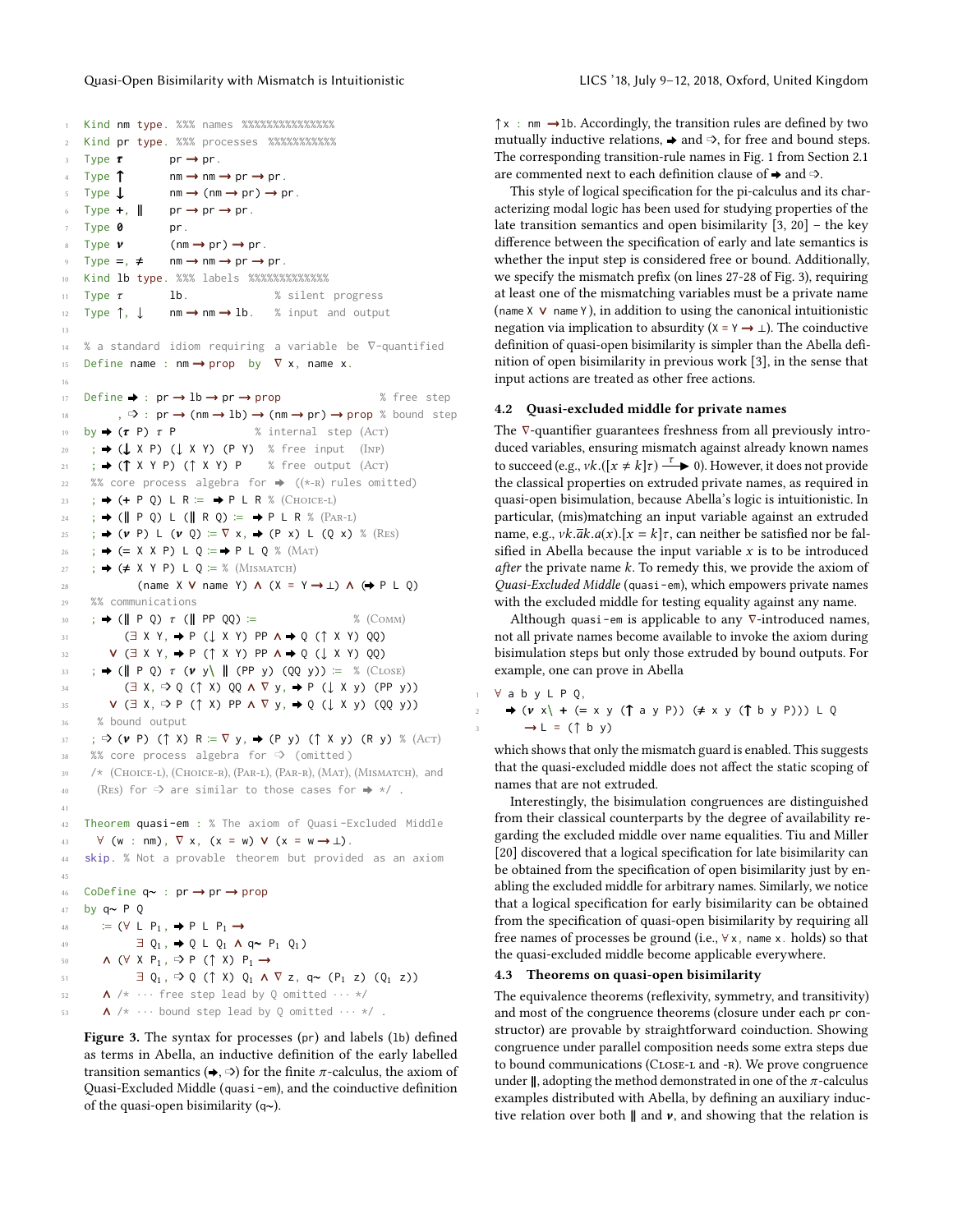```
Kind nm type. %%% names %%%%%%%%%%%%%%%
Kind pr type. %%% processes %%%%%%%%%%%
Type τ        pr → pr.
Type ↑        nm → nm → pr → pr.
Type ↓        nm → (nm → pr) → pr.
Type +, ∥     pr → pr → pr.
Type 0        pr.
Type ν        (nm → pr) → pr.
Type =, ≠     nm → nm → pr → pr.
Kind lb type. %%% labels %%%%%%%%%%%%%
Type τ        lb.           % silent progress
Type ↑, ↓     nm → nm → lb.  % input and output

% a standard idiom requiring a variable be ∇-quantified
Define name : nm → prop by ∇ x, name x.

Define ➡ : pr → lb → pr → prop                    % free step
     , ⇨ : pr → (nm → lb) → (nm → pr) → prop % bound step
by ➡ (τ P) τ P              % internal step (Act)
 ; ➡ (↓ X P) (↓ X Y) (P Y)   % free input   (Inp)
 ; ➡ (↑ X Y P) (↑ X Y) P     % free output (Act)
 %% core process algebra for ➡ ((*-r) rules omitted)
 ; ➡ (+ P Q) L R := ➡ P L R % (Choice-l)
 ; ➡ (∥ P Q) L (∥ R Q) := ➡ P L R % (Par-l)
 ; ➡ (ν P) L (ν Q) := ∇ x, ➡ (P x) L (Q x) % (Res)
 ; ➡ (= X X P) L Q := ➡ P L Q % (Mat)
 ; ➡ (≠ X Y P) L Q := % (Mismatch)
       (name X ∨ name Y) ∧ (X = Y → ⊥) ∧ (➡ P L Q)
 %% communications
 ; ➡ (∥ P Q) τ (∥ PP QQ) :=                 % (Comm)
      (∃ X Y, ➡ P (↓ X Y) PP ∧ ➡ Q (↑ X Y) QQ)
   ∨ (∃ X Y, ➡ P (↑ X Y) PP ∧ ➡ Q (↓ X Y) QQ)
 ; ➡ (∥ P Q) τ (ν y\ ∥ (PP y) (QQ y)) := % (Close)
      (∃ X, ⇨ Q (↑ X) QQ ∧ ∇ y, ➡ P (↓ X y) (PP y))
   ∨ (∃ X, ⇨ P (↑ X) PP ∧ ∇ y, ➡ Q (↓ X y) (QQ y))
 % bound output
 ; ⇨ (ν P) (↑ X) R := ∇ y, ➡ (P y) (↑ X y) (R y) % (Act)
 %% core process algebra for ⇨ (omitted)
 /* (Choice-l), (Choice-r), (Par-l), (Par-r), (Mat), (Mismatch), and
  (Res) for ⇨ are similar to those cases for ➡ */ .

Theorem quasi-em : % The axiom of Quasi-Excluded Middle
  ∀ (w : nm), ∇ x, (x = w) ∨ (x = w → ⊥).
skip. % Not a provable theorem but provided as an axiom

CoDefine q~ : pr → pr → prop
by q~ P Q
   := (∀ L P₁, ➡ P L P₁ →
          ∃ Q₁, ➡ Q L Q₁ ∧ q~ P₁ Q₁)
   ∧ (∀ X P₁, ⇨ P (↑ X) P₁ →
          ∃ Q₁, ⇨ Q (↑ X) Q₁ ∧ ∇ z, q~ (P₁ z) (Q₁ z))
   ∧ /* ··· free step lead by Q omitted ··· */
   ∧ /* ··· bound step lead by Q omitted ··· */ .
```

**Figure 3.** The syntax for processes (pr) and labels (lb) defined as terms in Abella, an inductive definition of the early labelled transition semantics (➡, ⇨) for the finite $\pi$-calculus, the axiom of Quasi-Excluded Middle (quasi-em), and the coinductive definition of the quasi-open bisimilarity (q~).

↑x : nm → lb. Accordingly, the transition rules are defined by two mutually inductive relations, ➡ and ⇨, for free and bound steps. The corresponding transition-rule names in Fig. 1 from Section 2.1 are commented next to each definition clause of ➡ and ⇨.

This style of logical specification for the pi-calculus and its characterizing modal logic has been used for studying properties of the late transition semantics and open bisimilarity [3, 20] – the key difference between the specification of early and late semantics is whether the input step is considered free or bound. Additionally, we specify the mismatch prefix (on lines 27-28 of Fig. 3), requiring at least one of the mismatching variables must be a private name (name X ∨ name Y), in addition to using the canonical intuitionistic negation via implication to absurdity (X = Y → ⊥). The coinductive definition of quasi-open bisimilarity is simpler than the Abella definition of open bisimilarity in previous work [3], in the sense that input actions are treated as other free actions.

### 4.2 Quasi-excluded middle for private names

The $\nabla$-quantifier guarantees freshness from all previously introduced variables, ensuring mismatch against already known names to succeed (e.g., $\nu k.([x \neq k]\tau) \xrightarrow{\tau} 0$). However, it does not provide the classical properties on extruded private names, as required in quasi-open bisimulation, because Abella's logic is intuitionistic. In particular, (mis)matching an input variable against an extruded name, e.g., $\nu k.\overline{a}k.a(x).[x = k]\tau$, can neither be satisfied nor be falsified in Abella because the input variable $x$ is to be introduced *after* the private name $k$. To remedy this, we provide the axiom of *Quasi-Excluded Middle* (quasi-em), which empowers private names with the excluded middle for testing equality against any name.

Although quasi-em is applicable to any $\nabla$-introduced names, not all private names become available to invoke the axiom during bisimulation steps but only those extruded by bound outputs. For example, one can prove in Abella

```
∀ a b y L P Q,
  ➡ (ν x\ + (= x y (↑ a y P)) (≠ x y (↑ b y P))) L Q
     → L = (↑ b y)
```

which shows that only the mismatch guard is enabled. This suggests that the quasi-excluded middle does not affect the static scoping of names that are not extruded.

Interestingly, the bisimulation congruences are distinguished from their classical counterparts by the degree of availability regarding the excluded middle over name equalities. Tiu and Miller [20] discovered that a logical specification for late bisimilarity can be obtained from the specification of open bisimilarity just by enabling the excluded middle for arbitrary names. Similarly, we notice that a logical specification for early bisimilarity can be obtained from the specification of quasi-open bisimilarity by requiring all free names of processes be ground (i.e., ∀x, name x. holds) so that the quasi-excluded middle become applicable everywhere.

### 4.3 Theorems on quasi-open bisimilarity

The equivalence theorems (reflexivity, symmetry, and transitivity) and most of the congruence theorems (closure under each pr constructor) are provable by straightforward coinduction. Showing congruence under parallel composition needs some extra steps due to bound communications (Close-l and -r). We prove congruence under ∥, adopting the method demonstrated in one of the $\pi$-calculus examples distributed with Abella, by defining an auxiliary inductive relation over both ∥ and $\nu$, and showing that the relation is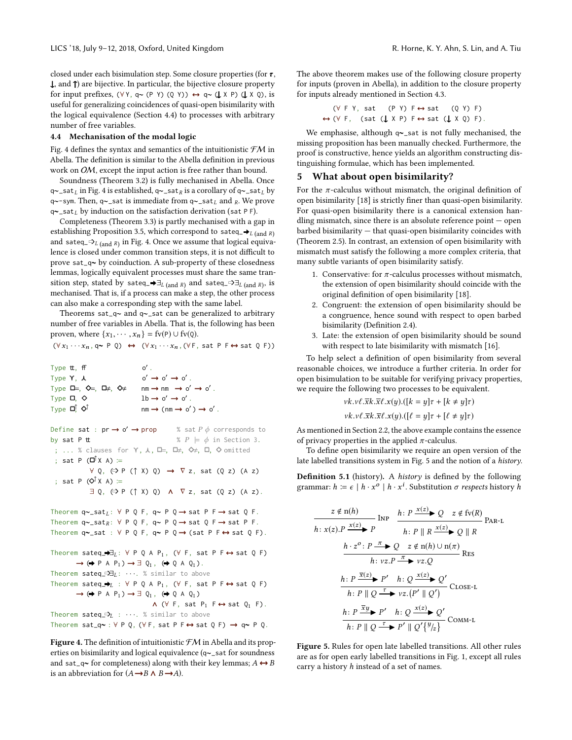closed under each bisimulation step. Some closure properties (for $\tau$, $\Downarrow$, and $\Uparrow$) are bijective. In particular, the bijective closure property for input prefixes, `(∀ Y, q~ (P Y) (Q Y)) ↔ q~ (⇓ X P) (⇓ X Q)`, is useful for generalizing coincidences of quasi-open bisimilarity with the logical equivalence (Section 4.4) to processes with arbitrary number of free variables.

### 4.4 Mechanisation of the modal logic

Fig. 4 defines the syntax and semantics of the intuitionistic $\mathcal{FM}$ in Abella. The definition is similar to the Abella definition in previous work on $\mathcal{OM}$, except the input action is free rather than bound.

Soundness (Theorem 3.2) is fully mechanised in Abella. Once `q~_sat`$_L$ in Fig. 4 is established, `q~_sat`$_R$ is a corollary of `q~_sat`$_L$ by `q~-sym`. Then, `q~_sat` is immediate from `q~_sat`$_L$ and $_R$. We prove `q~_sat`$_L$ by induction on the satisfaction derivation (`sat P F`).

Completeness (Theorem 3.3) is partly mechanised with a gap in establishing Proposition 3.5, which correspond to `sateq_`$\Rightarrow_{L\ (\text{and}\ R)}$ and `sateq_`$\rhd_{L\ (\text{and}\ R)}$ in Fig. 4. Once we assume that logical equivalence is closed under common transition steps, it is not difficult to prove `sat_q~` by coinduction. A sub-property of these closedness lemmas, logically equivalent processes must share the same transition step, stated by `sateq_`$\Rightarrow\exists_{L\ (\text{and}\ R)}$ and `sateq_`$\rhd\exists_{L\ (\text{and}\ R)}$, is mechanised. That is, if a process can make a step, the other process can also make a corresponding step with the same label.

Theorems `sat_q~` and `q~_sat` can be generalized to arbitrary number of free variables in Abella. That is, the following has been proven, where $\{x_1, \cdots, x_n\} = \text{fv}(P) \cup \text{fv}(Q)$.

$$(\forall x_1 \cdots x_n, \texttt{q\textasciitilde}\ P\ Q) \ \leftrightarrow\ (\forall x_1 \cdots x_n, (\forall F,\ \texttt{sat}\ P\ F \leftrightarrow \texttt{sat}\ Q\ F))$$

```
Type tt, ff                  o'.
Type ⋎, ⋏                    o' → o' → o'.
Type □=, ◇=, □≠, ◇≠          nm → nm → o' → o'.
Type □, ◇                    lb → o' → o'.
Type □↑ ◇↑                   nm → (nm → o') → o'.

Define sat : pr → o' → prop      % sat P ϕ corresponds to
by sat P tt                      % P ⊨ ϕ in Section 3.
 ; ... % clauses for ⋎, ⋏, □=, □≠, ◇≠, □, ◇ omitted
 ; sat P (□↑ X A) :=
          ∀ Q, (⊳ P (↑ X) Q) → ∇ z, sat (Q z) (A z)
 ; sat P (◇↑ X A) :=
          ∃ Q, (⊳ P (↑ X) Q) ∧ ∇ z, sat (Q z) (A z).

Theorem q~_satL: ∀ P Q F, q~ P Q → sat P F → sat Q F.
Theorem q~_satR: ∀ P Q F, q~ P Q → sat Q F → sat P F.
Theorem q~_sat : ∀ P Q F, q~ P Q → (sat P F ↔ sat Q F).

Theorem sateq_⇒∃L: ∀ P Q A P1, (∀ F, sat P F ↔ sat Q F)
        → (⇒ P A P1) → ∃ Q1, (⇒ Q A Q1).
Theorem sateq_⊳∃L: ···. % similar to above
Theorem sateq_⇒L : ∀ P Q A P1, (∀ F, sat P F ↔ sat Q F)
        → (⇒ P A P1) → ∃ Q1, (⇒ Q A Q1)
                          ∧ (∀ F, sat P1 F ↔ sat Q1 F).
Theorem sateq_⊳L : ···. % similar to above
Theorem sat_q~ : ∀ P Q, (∀ F, sat P F ↔ sat Q F) → q~ P Q.
```

**Figure 4.** The definition of intuitionistic $\mathcal{FM}$ in Abella and its properties on bisimilarity and logical equivalence (`q~_sat` for soundness and `sat_q~` for completeness) along with their key lemmas; $A \leftrightarrow B$ is an abbreviation for $(A \rightarrow B \wedge B \rightarrow A)$.

The above theorem makes use of the following closure property for inputs (proven in Abella), in addition to the closure property for inputs already mentioned in Section 4.3.

```
   (∀ F Y, sat  (P Y) F ↔ sat  (Q Y) F)
↔ (∀ F,  (sat (⇓ X P) F ↔ sat (⇓ X Q) F).
```

We emphasise, although `q~_sat` is not fully mechanised, the missing proposition has been manually checked. Furthermore, the proof is constructive, hence yields an algorithm constructing distinguishing formulae, which has been implemented.

## 5 What about open bisimilarity?

For the $\pi$-calculus without mismatch, the original definition of open bisimilarity [18] is strictly finer than quasi-open bisimilarity. For quasi-open bisimilarity there is a canonical extension handling mismatch, since there is an absolute reference point — open barbed bisimilarity — that quasi-open bisimilarity coincides with (Theorem 2.5). In contrast, an extension of open bisimilarity with mismatch must satisfy the following a more complex criteria, that many subtle variants of open bisimilarity satisfy.

1. Conservative: for $\pi$-calculus processes without mismatch, the extension of open bisimilarity should coincide with the original definition of open bisimilarity [18].
2. Congruent: the extension of open bisimilarity should be a congruence, hence sound with respect to open barbed bisimilarity (Definition 2.4).
3. Late: the extension of open bisimilarity should be sound with respect to late bisimilarity with mismatch [16].

To help select a definition of open bisimilarity from several reasonable choices, we introduce a further criteria. In order for open bisimulation to be suitable for verifying privacy properties, we require the following two processes to be equivalent.

$$\nu k.\nu \ell.\overline{x}k.\overline{x}\ell.x(y).([k = y]\tau + [k \neq y]\tau)$$

$$\nu k.\nu \ell.\overline{x}k.\overline{x}\ell.x(y).([\ell = y]\tau + [\ell \neq y]\tau)$$

As mentioned in Section 2.2, the above example contains the essence of privacy properties in the applied $\pi$-calculus.

To define open bisimilarity we require an open version of the late labelled transitions system in Fig. 5 and the notion of a *history*.

**Definition 5.1** (history). A *history* is defined by the following grammar: $h ::= \epsilon \mid h \cdot x^o \mid h \cdot x^i$. Substitution $\sigma$ *respects* history $h$

$$\frac{z \notin \text{n}(h)}{h\colon x(z).P \xrightarrow{x(z)} P}\ \textsc{Inp} \qquad \frac{h\colon P \xrightarrow{x(z)} Q \quad z \notin \text{fv}(R)}{h\colon P \parallel R \xrightarrow{x(z)} Q \parallel R}\ \textsc{Par-l}$$

$$\frac{h \cdot z^o\colon P \xrightarrow{\pi} Q \quad z \notin \text{n}(h) \cup \text{n}(\pi)}{h\colon \nu z.P \xrightarrow{\pi} \nu z.Q}\ \textsc{Res}$$

$$\frac{h\colon P \xrightarrow{\overline{x}(z)} P' \quad h\colon Q \xrightarrow{x(z)} Q'}{h\colon P \parallel Q \xrightarrow{\tau} \nu z.(P' \parallel Q')}\ \textsc{Close-l}$$

$$\frac{h\colon P \xrightarrow{\overline{x}y} P' \quad h\colon Q \xrightarrow{x(z)} Q'}{h\colon P \parallel Q \xrightarrow{\tau} P' \parallel Q'\{^{y}/_{z}\}}\ \textsc{Comm-l}$$

**Figure 5.** Rules for open late labelled transitions. All other rules are as for open early labelled transitions in Fig. 1, except all rules carry a history $h$ instead of a set of names.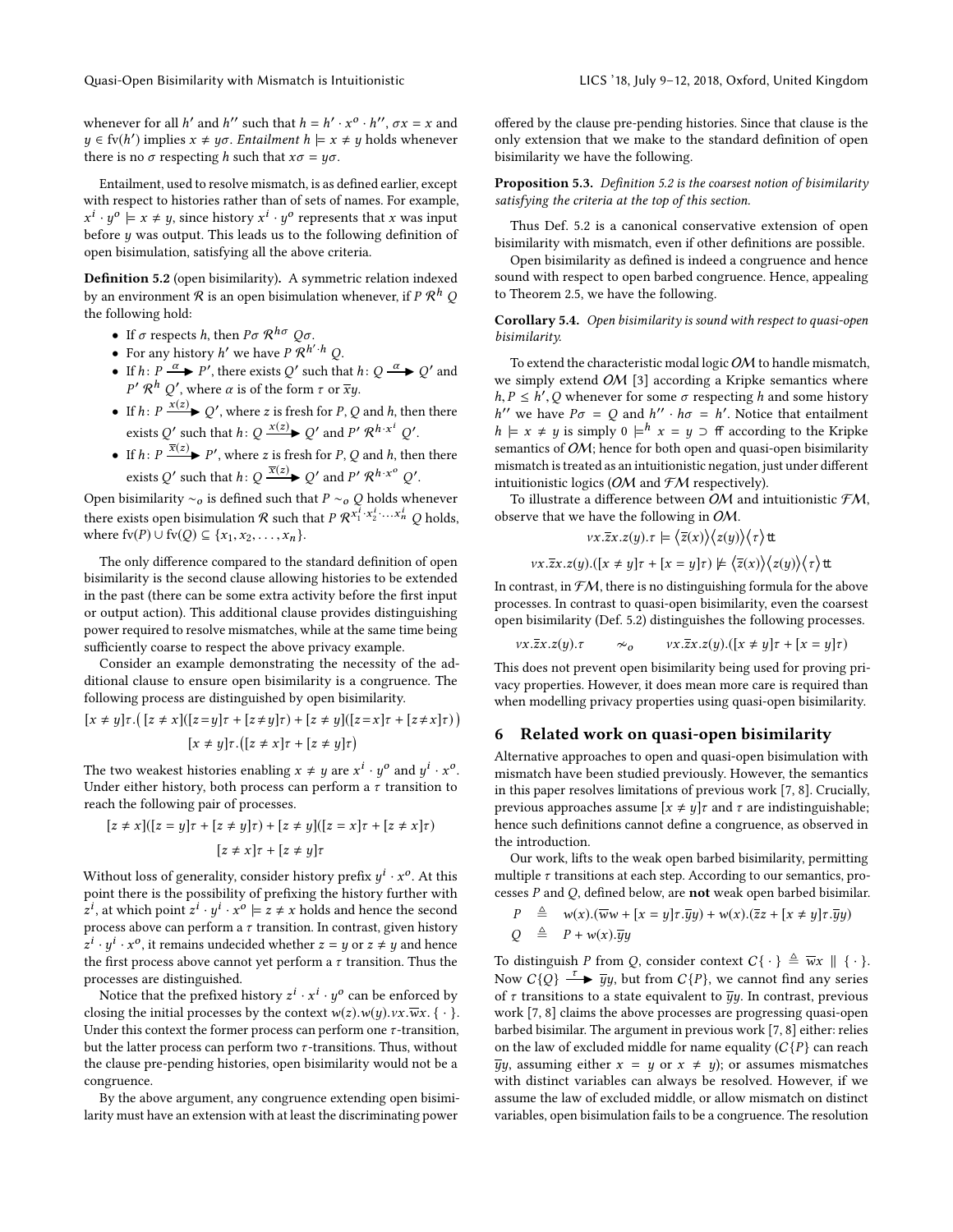whenever for all $h'$ and $h''$ such that $h = h' \cdot x^o \cdot h''$, $\sigma x = x$ and $y \in \text{fv}(h')$ implies $x \neq y\sigma$. *Entailment* $h \models x \neq y$ holds whenever there is no $\sigma$ respecting $h$ such that $x\sigma = y\sigma$.

Entailment, used to resolve mismatch, is as defined earlier, except with respect to histories rather than of sets of names. For example, $x^i \cdot y^o \models x \neq y$, since history $x^i \cdot y^o$ represents that $x$ was input before $y$ was output. This leads us to the following definition of open bisimulation, satisfying all the above criteria.

**Definition 5.2** (open bisimilarity). A symmetric relation indexed by an environment $\mathcal{R}$ is an open bisimulation whenever, if $P \; \mathcal{R}^h \; Q$ the following hold:

- If $\sigma$ respects $h$, then $P\sigma \; \mathcal{R}^{h\sigma} \; Q\sigma$.
- For any history $h'$ we have $P \; \mathcal{R}^{h' \cdot h} \; Q$.
- If $h\colon P \xrightarrow{\alpha} P'$, there exists $Q'$ such that $h\colon Q \xrightarrow{\alpha} Q'$ and $P' \; \mathcal{R}^h \; Q'$, where $\alpha$ is of the form $\tau$ or $\overline{x}y$.
- If $h\colon P \xrightarrow{x(z)} Q'$, where $z$ is fresh for $P$, $Q$ and $h$, then there exists $Q'$ such that $h\colon Q \xrightarrow{x(z)} Q'$ and $P' \; \mathcal{R}^{h \cdot x^i} \; Q'$.
- If $h\colon P \xrightarrow{\overline{x}(z)} P'$, where $z$ is fresh for $P$, $Q$ and $h$, then there exists $Q'$ such that $h\colon Q \xrightarrow{\overline{x}(z)} Q'$ and $P' \; \mathcal{R}^{h \cdot x^o} \; Q'$.

Open bisimilarity $\sim_o$ is defined such that $P \sim_o Q$ holds whenever there exists open bisimulation $\mathcal{R}$ such that $P \; \mathcal{R}^{x_1^i \cdot x_2^i \cdots x_n^i} \; Q$ holds, where $\text{fv}(P) \cup \text{fv}(Q) \subseteq \{x_1, x_2, \ldots, x_n\}$.

The only difference compared to the standard definition of open bisimilarity is the second clause allowing histories to be extended in the past (there can be some extra activity before the first input or output action). This additional clause provides distinguishing power required to resolve mismatches, while at the same time being sufficiently coarse to respect the above privacy example.

Consider an example demonstrating the necessity of the additional clause to ensure open bisimilarity is a congruence. The following process are distinguished by open bisimilarity.

$$[x \neq y]\tau.\big(\, [z \neq x]([z{=}y]\tau + [z{\neq}y]\tau) + [z \neq y]([z{=}x]\tau + [z{\neq}x]\tau)\,\big)$$

$$[x \neq y]\tau.([z \neq x]\tau + [z \neq y]\tau)$$

The two weakest histories enabling $x \neq y$ are $x^i \cdot y^o$ and $y^i \cdot x^o$. Under either history, both process can perform a $\tau$ transition to reach the following pair of processes.

$$[z \neq x]([z = y]\tau + [z \neq y]\tau) + [z \neq y]([z = x]\tau + [z \neq x]\tau)$$

$$[z \neq x]\tau + [z \neq y]\tau$$

Without loss of generality, consider history prefix $y^i \cdot x^o$. At this point there is the possibility of prefixing the history further with $z^i$, at which point $z^i \cdot y^i \cdot x^o \models z \neq x$ holds and hence the second process above can perform a $\tau$ transition. In contrast, given history $z^i \cdot y^i \cdot x^o$, it remains undecided whether $z = y$ or $z \neq y$ and hence the first process above cannot yet perform a $\tau$ transition. Thus the processes are distinguished.

Notice that the prefixed history $z^i \cdot x^i \cdot y^o$ can be enforced by closing the initial processes by the context $w(z).w(y).\nu x.\overline{w}x.\{\,\cdot\,\}$. Under this context the former process can perform one $\tau$-transition, but the latter process can perform two $\tau$-transitions. Thus, without the clause pre-pending histories, open bisimilarity would not be a congruence.

By the above argument, any congruence extending open bisimilarity must have an extension with at least the discriminating power offered by the clause pre-pending histories. Since that clause is the only extension that we make to the standard definition of open bisimilarity we have the following.

**Proposition 5.3.** *Definition 5.2 is the coarsest notion of bisimilarity satisfying the criteria at the top of this section.*

Thus Def. 5.2 is a canonical conservative extension of open bisimilarity with mismatch, even if other definitions are possible.

Open bisimilarity as defined is indeed a congruence and hence sound with respect to open barbed congruence. Hence, appealing to Theorem 2.5, we have the following.

**Corollary 5.4.** *Open bisimilarity is sound with respect to quasi-open bisimilarity.*

To extend the characteristic modal logic $\mathcal{OM}$ to handle mismatch, we simply extend $\mathcal{OM}$ [3] according a Kripke semantics where $h, P \leq h', Q$ whenever for some $\sigma$ respecting $h$ and some history $h''$ we have $P\sigma = Q$ and $h'' \cdot h\sigma = h'$. Notice that entailment $h \models x \neq y$ is simply $0 \models^h x = y \supset \text{ff}$ according to the Kripke semantics of $\mathcal{OM}$; hence for both open and quasi-open bisimilarity mismatch is treated as an intuitionistic negation, just under different intuitionistic logics ($\mathcal{OM}$ and $\mathcal{FM}$ respectively).

To illustrate a difference between $\mathcal{OM}$ and intuitionistic $\mathcal{FM}$, observe that we have the following in $\mathcal{OM}$.

$$\nu x.\overline{z}x.z(y).\tau \models \left\langle \overline{z}(x) \right\rangle \left\langle z(y) \right\rangle \left\langle \tau \right\rangle \text{tt}$$

$$\nu x.\overline{z}x.z(y).([x \neq y]\tau + [x = y]\tau) \not\models \left\langle \overline{z}(x) \right\rangle \left\langle z(y) \right\rangle \left\langle \tau \right\rangle \text{tt}$$

In contrast, in $\mathcal{FM}$, there is no distinguishing formula for the above processes. In contrast to quasi-open bisimilarity, even the coarsest open bisimilarity (Def. 5.2) distinguishes the following processes.

$$\nu x.\overline{z}x.z(y).\tau \qquad \not\sim_o \qquad \nu x.\overline{z}x.z(y).([x \neq y]\tau + [x = y]\tau)$$

This does not prevent open bisimilarity being used for proving privacy properties. However, it does mean more care is required than when modelling privacy properties using quasi-open bisimilarity.

## 6 Related work on quasi-open bisimilarity

Alternative approaches to open and quasi-open bisimulation with mismatch have been studied previously. However, the semantics in this paper resolves limitations of previous work [7, 8]. Crucially, previous approaches assume $[x \neq y]\tau$ and $\tau$ are indistinguishable; hence such definitions cannot define a congruence, as observed in the introduction.

Our work, lifts to the weak open barbed bisimilarity, permitting multiple $\tau$ transitions at each step. According to our semantics, processes $P$ and $Q$, defined below, are **not** weak open barbed bisimilar.

$$P \quad \triangleq \quad w(x).(\overline{w}w + [x = y]\tau.\overline{y}y) + w(x).(\overline{z}z + [x \neq y]\tau.\overline{y}y)$$

$$Q \quad \triangleq \quad P + w(x).\overline{y}y$$

To distinguish $P$ from $Q$, consider context $C\{\,\cdot\,\} \triangleq \overline{w}x \parallel \{\,\cdot\,\}$. Now $C\{Q\} \xrightarrow{\tau} \overline{y}y$, but from $C\{P\}$, we cannot find any series of $\tau$ transitions to a state equivalent to $\overline{y}y$. In contrast, previous work [7, 8] claims the above processes are progressing quasi-open barbed bisimilar. The argument in previous work [7, 8] either: relies on the law of excluded middle for name equality ($C\{P\}$ can reach $\overline{y}y$, assuming either $x = y$ or $x \neq y$); or assumes mismatches with distinct variables can always be resolved. However, if we assume the law of excluded middle, or allow mismatch on distinct variables, open bisimulation fails to be a congruence. The resolution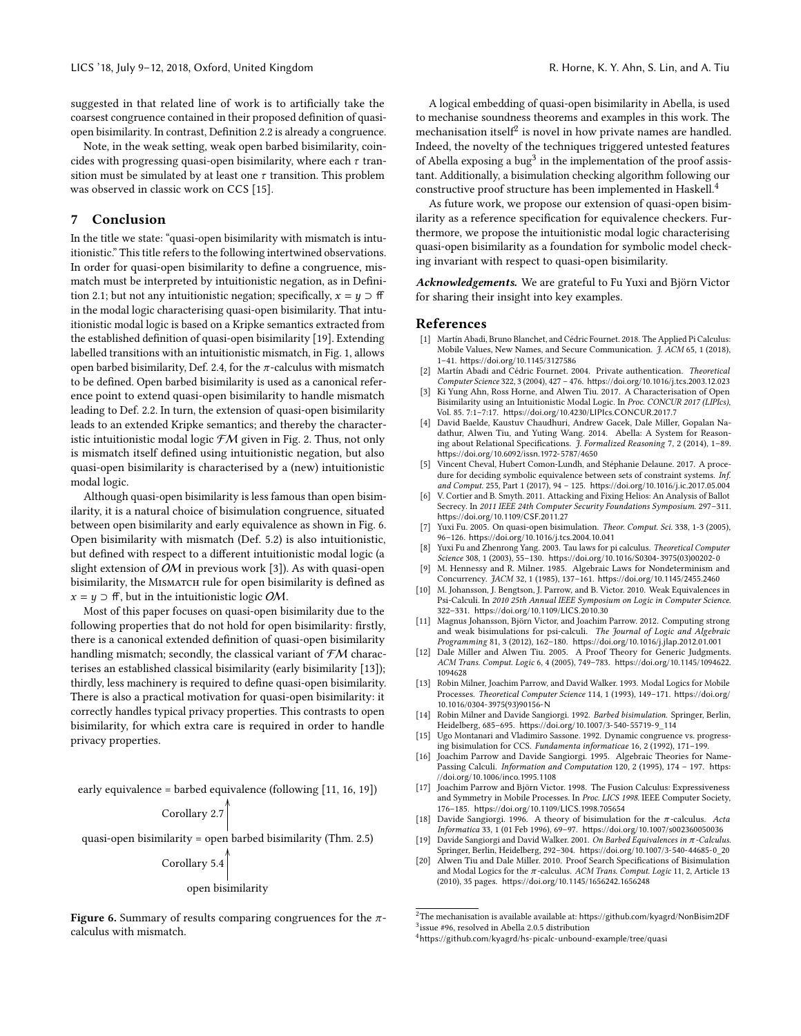suggested in that related line of work is to artificially take the coarsest congruence contained in their proposed definition of quasi-open bisimilarity. In contrast, Definition 2.2 is already a congruence.

Note, in the weak setting, weak open barbed bisimilarity, coincides with progressing quasi-open bisimilarity, where each $\tau$ transition must be simulated by at least one $\tau$ transition. This problem was observed in classic work on CCS [15].

## 7 Conclusion

In the title we state: "quasi-open bisimilarity with mismatch is intuitionistic." This title refers to the following intertwined observations. In order for quasi-open bisimilarity to define a congruence, mismatch must be interpreted by intuitionistic negation, as in Definition 2.1; but not any intuitionistic negation; specifically, $x = y \supset \mathrm{ff}$ in the modal logic characterising quasi-open bisimilarity. That intuitionistic modal logic is based on a Kripke semantics extracted from the established definition of quasi-open bisimilarity [19]. Extending labelled transitions with an intuitionistic mismatch, in Fig. 1, allows open barbed bisimilarity, Def. 2.4, for the $\pi$-calculus with mismatch to be defined. Open barbed bisimilarity is used as a canonical reference point to extend quasi-open bisimilarity to handle mismatch leading to Def. 2.2. In turn, the extension of quasi-open bisimilarity leads to an extended Kripke semantics; and thereby the characteristic intuitionistic modal logic $\mathcal{FM}$ given in Fig. 2. Thus, not only is mismatch itself defined using intuitionistic negation, but also quasi-open bisimilarity is characterised by a (new) intuitionistic modal logic.

Although quasi-open bisimilarity is less famous than open bisimilarity, it is a natural choice of bisimulation congruence, situated between open bisimilarity and early equivalence as shown in Fig. 6. Open bisimilarity with mismatch (Def. 5.2) is also intuitionistic, but defined with respect to a different intuitionistic modal logic (a slight extension of $\mathcal{OM}$ in previous work [3]). As with quasi-open bisimilarity, the Mismatch rule for open bisimilarity is defined as $x = y \supset \mathrm{ff}$, but in the intuitionistic logic $\mathcal{OM}$.

Most of this paper focuses on quasi-open bisimilarity due to the following properties that do not hold for open bisimilarity: firstly, there is a canonical extended definition of quasi-open bisimilarity handling mismatch; secondly, the classical variant of $\mathcal{FM}$ characterises an established classical bisimilarity (early bisimilarity [13]); thirdly, less machinery is required to define quasi-open bisimilarity. There is also a practical motivation for quasi-open bisimilarity: it correctly handles typical privacy properties. This contrasts to open bisimilarity, for which extra care is required in order to handle privacy properties.

early equivalence = barbed equivalence (following [11, 16, 19])

Corollary 2.7

quasi-open bisimilarity = open barbed bisimilarity (Thm. 2.5)

Corollary 5.4

open bisimilarity

**Figure 6.** Summary of results comparing congruences for the $\pi$-calculus with mismatch.

A logical embedding of quasi-open bisimilarity in Abella, is used to mechanise soundness theorems and examples in this work. The mechanisation itself[2] is novel in how private names are handled. Indeed, the novelty of the techniques triggered untested features of Abella exposing a bug[3] in the implementation of the proof assistant. Additionally, a bisimulation checking algorithm following our constructive proof structure has been implemented in Haskell.[4]

As future work, we propose our extension of quasi-open bisimilarity as a reference specification for equivalence checkers. Furthermore, we propose the intuitionistic modal logic characterising quasi-open bisimilarity as a foundation for symbolic model checking invariant with respect to quasi-open bisimilarity.

***Acknowledgements.*** We are grateful to Fu Yuxi and Björn Victor for sharing their insight into key examples.

## References

- [1] Martín Abadi, Bruno Blanchet, and Cédric Fournet. 2018. The Applied Pi Calculus: Mobile Values, New Names, and Secure Communication. *J. ACM* 65, 1 (2018), 1–41. https://doi.org/10.1145/3127586
- [2] Martín Abadi and Cédric Fournet. 2004. Private authentication. *Theoretical Computer Science* 322, 3 (2004), 427 – 476. https://doi.org/10.1016/j.tcs.2003.12.023
- [3] Ki Yung Ahn, Ross Horne, and Alwen Tiu. 2017. A Characterisation of Open Bisimilarity using an Intuitionistic Modal Logic. In *Proc. CONCUR 2017 (LIPIcs)*, Vol. 85. 7:1–7:17. https://doi.org/10.4230/LIPIcs.CONCUR.2017.7
- [4] David Baelde, Kaustuv Chaudhuri, Andrew Gacek, Dale Miller, Gopalan Nadathur, Alwen Tiu, and Yuting Wang. 2014. Abella: A System for Reasoning about Relational Specifications. *J. Formalized Reasoning* 7, 2 (2014), 1–89. https://doi.org/10.6092/issn.1972-5787/4650
- [5] Vincent Cheval, Hubert Comon-Lundh, and Stéphanie Delaune. 2017. A procedure for deciding symbolic equivalence between sets of constraint systems. *Inf. and Comput.* 255, Part 1 (2017), 94 – 125. https://doi.org/10.1016/j.ic.2017.05.004
- [6] V. Cortier and B. Smyth. 2011. Attacking and Fixing Helios: An Analysis of Ballot Secrecy. In *2011 IEEE 24th Computer Security Foundations Symposium*. 297–311. https://doi.org/10.1109/CSF.2011.27
- [7] Yuxi Fu. 2005. On quasi-open bisimulation. *Theor. Comput. Sci.* 338, 1-3 (2005), 96–126. https://doi.org/10.1016/j.tcs.2004.10.041
- [8] Yuxi Fu and Zhenrong Yang. 2003. Tau laws for pi calculus. *Theoretical Computer Science* 308, 1 (2003), 55–130. https://doi.org/10.1016/S0304-3975(03)00202-0
- [9] M. Hennessy and R. Milner. 1985. Algebraic Laws for Nondeterminism and Concurrency. *JACM* 32, 1 (1985), 137–161. https://doi.org/10.1145/2455.2460
- [10] M. Johansson, J. Bengtson, J. Parrow, and B. Victor. 2010. Weak Equivalences in Psi-Calculi. In *2010 25th Annual IEEE Symposium on Logic in Computer Science*. 322–331. https://doi.org/10.1109/LICS.2010.30
- [11] Magnus Johansson, Björn Victor, and Joachim Parrow. 2012. Computing strong and weak bisimulations for psi-calculi. *The Journal of Logic and Algebraic Programming* 81, 3 (2012), 162–180. https://doi.org/10.1016/j.jlap.2012.01.001
- [12] Dale Miller and Alwen Tiu. 2005. A Proof Theory for Generic Judgments. *ACM Trans. Comput. Logic* 6, 4 (2005), 749–783. https://doi.org/10.1145/1094622.1094628
- [13] Robin Milner, Joachim Parrow, and David Walker. 1993. Modal Logics for Mobile Processes. *Theoretical Computer Science* 114, 1 (1993), 149–171. https://doi.org/10.1016/0304-3975(93)90156-N
- [14] Robin Milner and Davide Sangiorgi. 1992. *Barbed bisimulation*. Springer, Berlin, Heidelberg, 685–695. https://doi.org/10.1007/3-540-55719-9_114
- [15] Ugo Montanari and Vladimiro Sassone. 1992. Dynamic congruence vs. progressing bisimulation for CCS. *Fundamenta informaticae* 16, 2 (1992), 171–199.
- [16] Joachim Parrow and Davide Sangiorgi. 1995. Algebraic Theories for Name-Passing Calculi. *Information and Computation* 120, 2 (1995), 174 – 197. https://doi.org/10.1006/inco.1995.1108
- [17] Joachim Parrow and Björn Victor. 1998. The Fusion Calculus: Expressiveness and Symmetry in Mobile Processes. In *Proc. LICS 1998*. IEEE Computer Society, 176–185. https://doi.org/10.1109/LICS.1998.705654
- [18] Davide Sangiorgi. 1996. A theory of bisimulation for the $\pi$-calculus. *Acta Informatica* 33, 1 (01 Feb 1996), 69–97. https://doi.org/10.1007/s002360050036
- [19] Davide Sangiorgi and David Walker. 2001. *On Barbed Equivalences in $\pi$-Calculus*. Springer, Berlin, Heidelberg, 292–304. https://doi.org/10.1007/3-540-44685-0_20
- [20] Alwen Tiu and Dale Miller. 2010. Proof Search Specifications of Bisimulation and Modal Logics for the $\pi$-calculus. *ACM Trans. Comput. Logic* 11, 2, Article 13 (2010), 35 pages. https://doi.org/10.1145/1656242.1656248

[2] The mechanisation is available available at: https://github.com/kyagrd/NonBisim2DF
[3] issue #96, resolved in Abella 2.0.5 distribution
[4] https://github.com/kyagrd/hs-picalc-unbound-example/tree/quasi